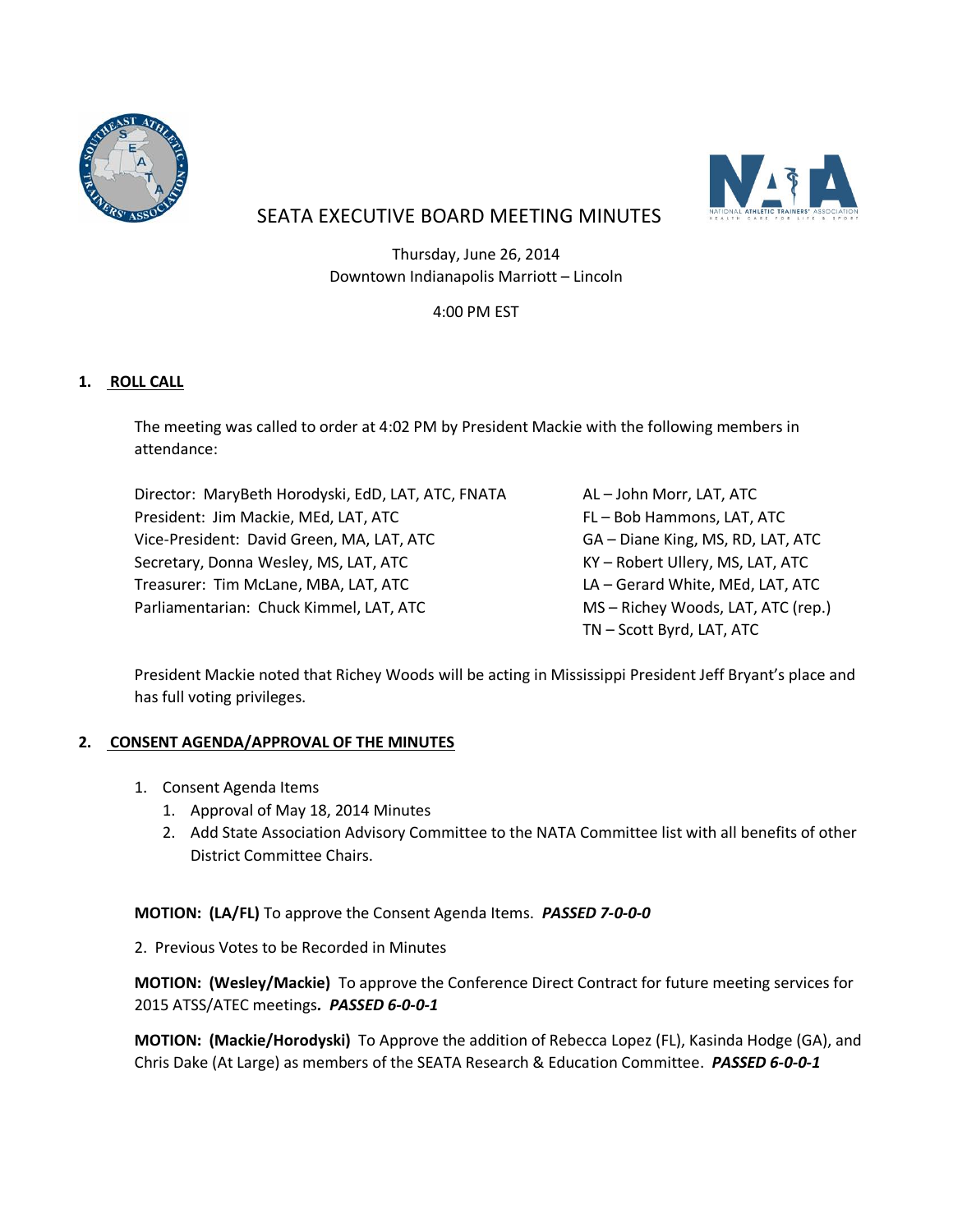# SEATA EXECUTIVE BOARD MEETING MINUTES

Thursday, June 26, 2014
Downtown Indianapolis Marriott – Lincoln

4:00 PM EST

## 1. ROLL CALL

The meeting was called to order at 4:02 PM by President Mackie with the following members in attendance:

Director: MaryBeth Horodyski, EdD, LAT, ATC, FNATA
President: Jim Mackie, MEd, LAT, ATC
Vice-President: David Green, MA, LAT, ATC
Secretary, Donna Wesley, MS, LAT, ATC
Treasurer: Tim McLane, MBA, LAT, ATC
Parliamentarian: Chuck Kimmel, LAT, ATC

AL – John Morr, LAT, ATC
FL – Bob Hammons, LAT, ATC
GA – Diane King, MS, RD, LAT, ATC
KY – Robert Ullery, MS, LAT, ATC
LA – Gerard White, MEd, LAT, ATC
MS – Richey Woods, LAT, ATC (rep.)
TN – Scott Byrd, LAT, ATC

President Mackie noted that Richey Woods will be acting in Mississippi President Jeff Bryant's place and has full voting privileges.

## 2. CONSENT AGENDA/APPROVAL OF THE MINUTES

1. Consent Agenda Items
   1. Approval of May 18, 2014 Minutes
   2. Add State Association Advisory Committee to the NATA Committee list with all benefits of other District Committee Chairs.

**MOTION: (LA/FL)** To approve the Consent Agenda Items. ***PASSED 7-0-0-0***

2. Previous Votes to be Recorded in Minutes

**MOTION: (Wesley/Mackie)** To approve the Conference Direct Contract for future meeting services for 2015 ATSS/ATEC meetings**.** ***PASSED 6-0-0-1***

**MOTION: (Mackie/Horodyski)** To Approve the addition of Rebecca Lopez (FL), Kasinda Hodge (GA), and Chris Dake (At Large) as members of the SEATA Research & Education Committee. ***PASSED 6-0-0-1***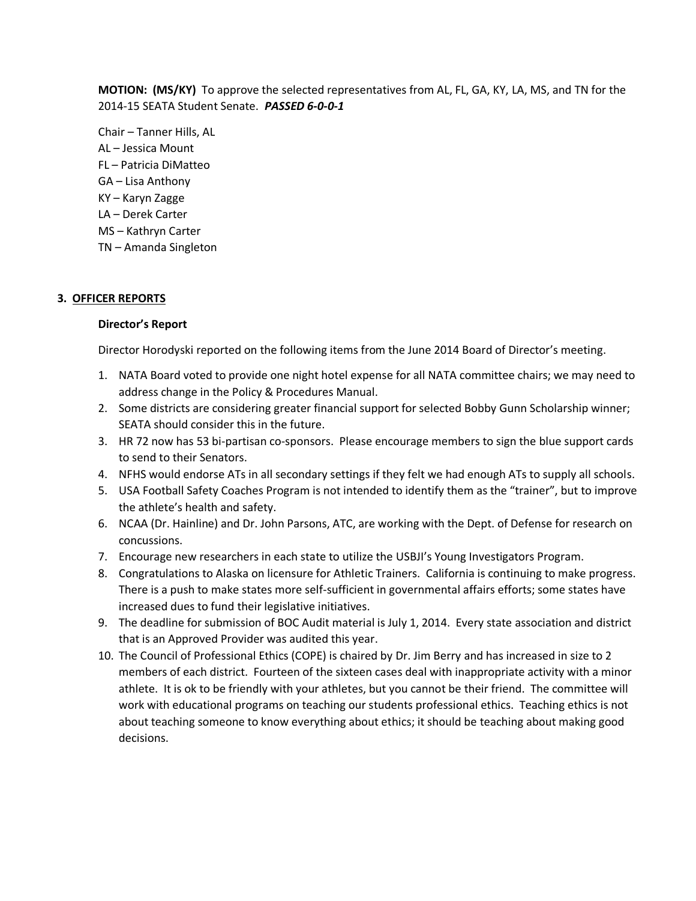**MOTION: (MS/KY)** To approve the selected representatives from AL, FL, GA, KY, LA, MS, and TN for the 2014-15 SEATA Student Senate. ***PASSED 6-0-0-1***

Chair – Tanner Hills, AL
AL – Jessica Mount
FL – Patricia DiMatteo
GA – Lisa Anthony
KY – Karyn Zagge
LA – Derek Carter
MS – Kathryn Carter
TN – Amanda Singleton

## 3. OFFICER REPORTS

### Director's Report

Director Horodyski reported on the following items from the June 2014 Board of Director's meeting.

1. NATA Board voted to provide one night hotel expense for all NATA committee chairs; we may need to address change in the Policy & Procedures Manual.
2. Some districts are considering greater financial support for selected Bobby Gunn Scholarship winner; SEATA should consider this in the future.
3. HR 72 now has 53 bi-partisan co-sponsors. Please encourage members to sign the blue support cards to send to their Senators.
4. NFHS would endorse ATs in all secondary settings if they felt we had enough ATs to supply all schools.
5. USA Football Safety Coaches Program is not intended to identify them as the "trainer", but to improve the athlete's health and safety.
6. NCAA (Dr. Hainline) and Dr. John Parsons, ATC, are working with the Dept. of Defense for research on concussions.
7. Encourage new researchers in each state to utilize the USBJI's Young Investigators Program.
8. Congratulations to Alaska on licensure for Athletic Trainers. California is continuing to make progress. There is a push to make states more self-sufficient in governmental affairs efforts; some states have increased dues to fund their legislative initiatives.
9. The deadline for submission of BOC Audit material is July 1, 2014. Every state association and district that is an Approved Provider was audited this year.
10. The Council of Professional Ethics (COPE) is chaired by Dr. Jim Berry and has increased in size to 2 members of each district. Fourteen of the sixteen cases deal with inappropriate activity with a minor athlete. It is ok to be friendly with your athletes, but you cannot be their friend. The committee will work with educational programs on teaching our students professional ethics. Teaching ethics is not about teaching someone to know everything about ethics; it should be teaching about making good decisions.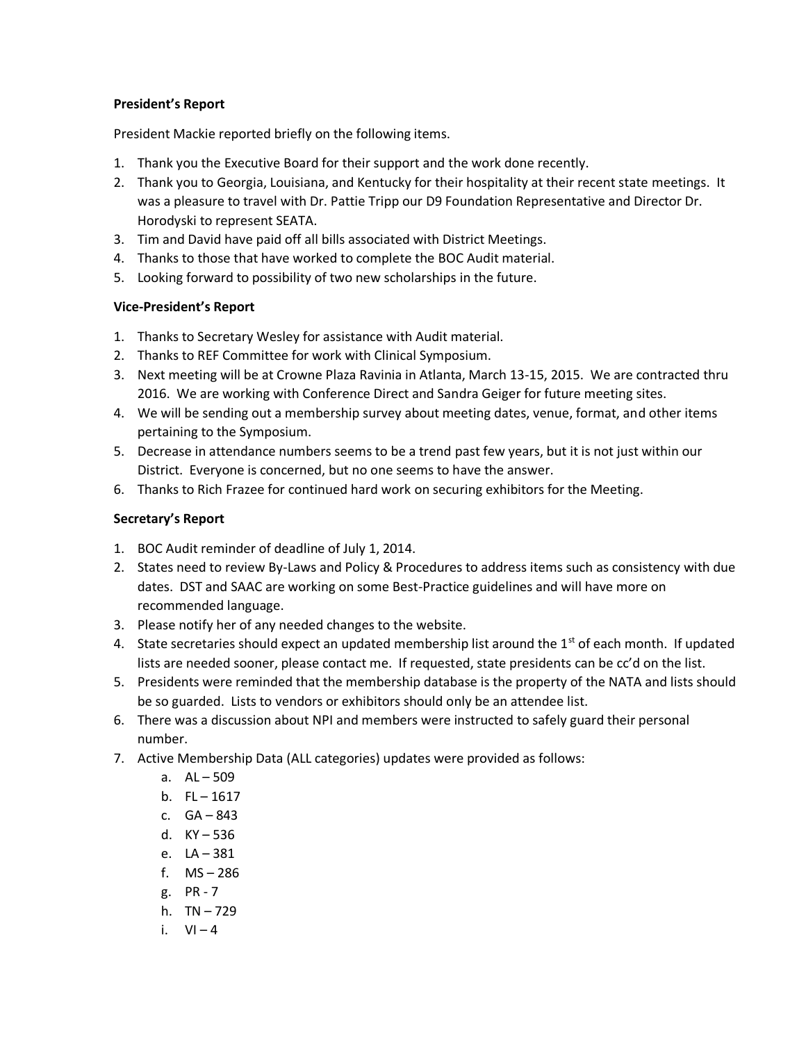**President's Report**

President Mackie reported briefly on the following items.

1. Thank you the Executive Board for their support and the work done recently.
2. Thank you to Georgia, Louisiana, and Kentucky for their hospitality at their recent state meetings. It was a pleasure to travel with Dr. Pattie Tripp our D9 Foundation Representative and Director Dr. Horodyski to represent SEATA.
3. Tim and David have paid off all bills associated with District Meetings.
4. Thanks to those that have worked to complete the BOC Audit material.
5. Looking forward to possibility of two new scholarships in the future.

**Vice-President's Report**

1. Thanks to Secretary Wesley for assistance with Audit material.
2. Thanks to REF Committee for work with Clinical Symposium.
3. Next meeting will be at Crowne Plaza Ravinia in Atlanta, March 13-15, 2015. We are contracted thru 2016. We are working with Conference Direct and Sandra Geiger for future meeting sites.
4. We will be sending out a membership survey about meeting dates, venue, format, and other items pertaining to the Symposium.
5. Decrease in attendance numbers seems to be a trend past few years, but it is not just within our District. Everyone is concerned, but no one seems to have the answer.
6. Thanks to Rich Frazee for continued hard work on securing exhibitors for the Meeting.

**Secretary's Report**

1. BOC Audit reminder of deadline of July 1, 2014.
2. States need to review By-Laws and Policy & Procedures to address items such as consistency with due dates. DST and SAAC are working on some Best-Practice guidelines and will have more on recommended language.
3. Please notify her of any needed changes to the website.
4. State secretaries should expect an updated membership list around the 1st of each month. If updated lists are needed sooner, please contact me. If requested, state presidents can be cc'd on the list.
5. Presidents were reminded that the membership database is the property of the NATA and lists should be so guarded. Lists to vendors or exhibitors should only be an attendee list.
6. There was a discussion about NPI and members were instructed to safely guard their personal number.
7. Active Membership Data (ALL categories) updates were provided as follows:
    a. AL – 509
    b. FL – 1617
    c. GA – 843
    d. KY – 536
    e. LA – 381
    f. MS – 286
    g. PR - 7
    h. TN – 729
    i. VI – 4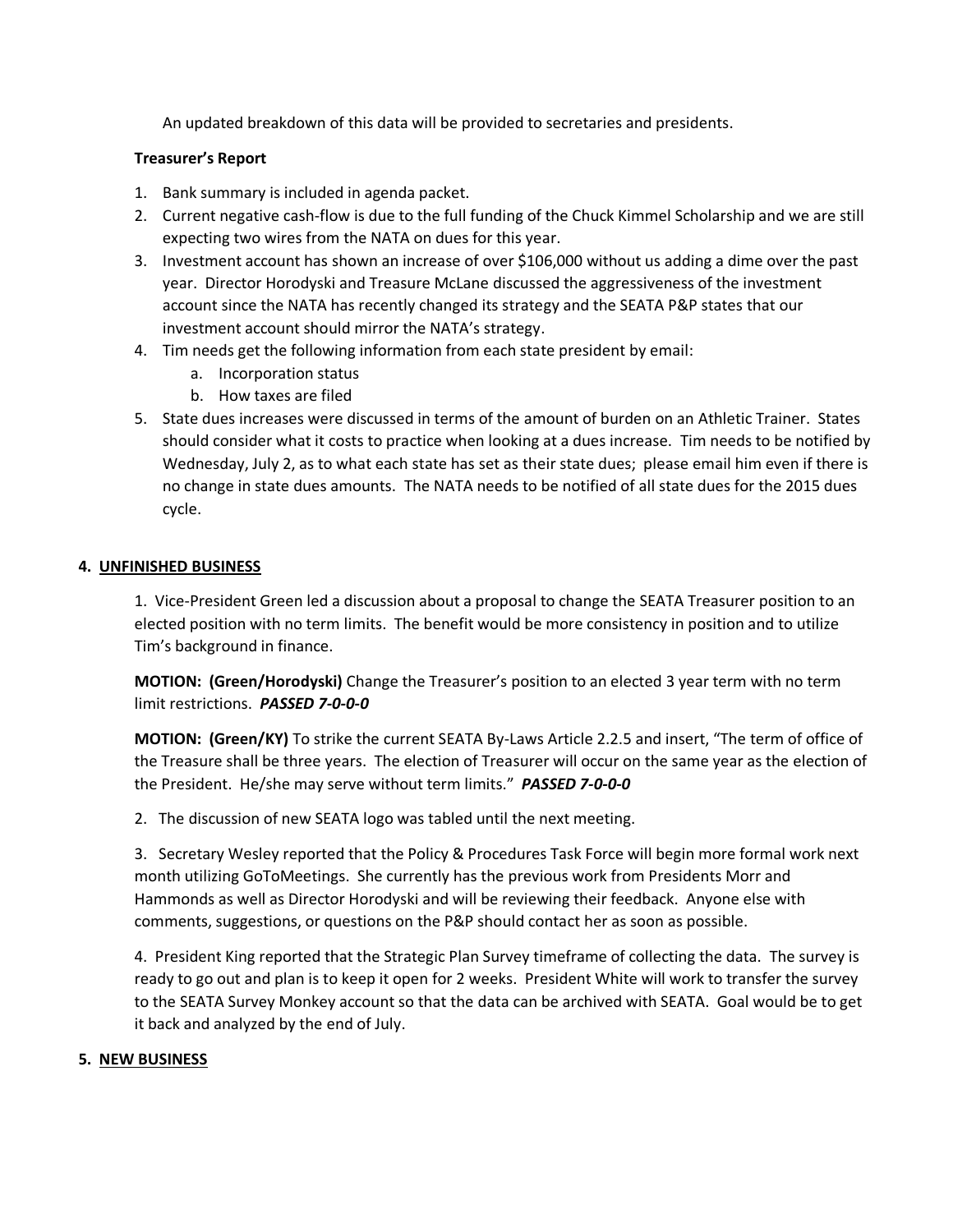An updated breakdown of this data will be provided to secretaries and presidents.

**Treasurer's Report**

1. Bank summary is included in agenda packet.
2. Current negative cash-flow is due to the full funding of the Chuck Kimmel Scholarship and we are still expecting two wires from the NATA on dues for this year.
3. Investment account has shown an increase of over $106,000 without us adding a dime over the past year. Director Horodyski and Treasure McLane discussed the aggressiveness of the investment account since the NATA has recently changed its strategy and the SEATA P&P states that our investment account should mirror the NATA's strategy.
4. Tim needs get the following information from each state president by email:
   a. Incorporation status
   b. How taxes are filed
5. State dues increases were discussed in terms of the amount of burden on an Athletic Trainer. States should consider what it costs to practice when looking at a dues increase. Tim needs to be notified by Wednesday, July 2, as to what each state has set as their state dues; please email him even if there is no change in state dues amounts. The NATA needs to be notified of all state dues for the 2015 dues cycle.

## 4. UNFINISHED BUSINESS

1. Vice-President Green led a discussion about a proposal to change the SEATA Treasurer position to an elected position with no term limits. The benefit would be more consistency in position and to utilize Tim's background in finance.

**MOTION: (Green/Horodyski)** Change the Treasurer's position to an elected 3 year term with no term limit restrictions. ***PASSED 7-0-0-0***

**MOTION: (Green/KY)** To strike the current SEATA By-Laws Article 2.2.5 and insert, "The term of office of the Treasure shall be three years. The election of Treasurer will occur on the same year as the election of the President. He/she may serve without term limits." ***PASSED 7-0-0-0***

2. The discussion of new SEATA logo was tabled until the next meeting.

3. Secretary Wesley reported that the Policy & Procedures Task Force will begin more formal work next month utilizing GoToMeetings. She currently has the previous work from Presidents Morr and Hammonds as well as Director Horodyski and will be reviewing their feedback. Anyone else with comments, suggestions, or questions on the P&P should contact her as soon as possible.

4. President King reported that the Strategic Plan Survey timeframe of collecting the data. The survey is ready to go out and plan is to keep it open for 2 weeks. President White will work to transfer the survey to the SEATA Survey Monkey account so that the data can be archived with SEATA. Goal would be to get it back and analyzed by the end of July.

## 5. NEW BUSINESS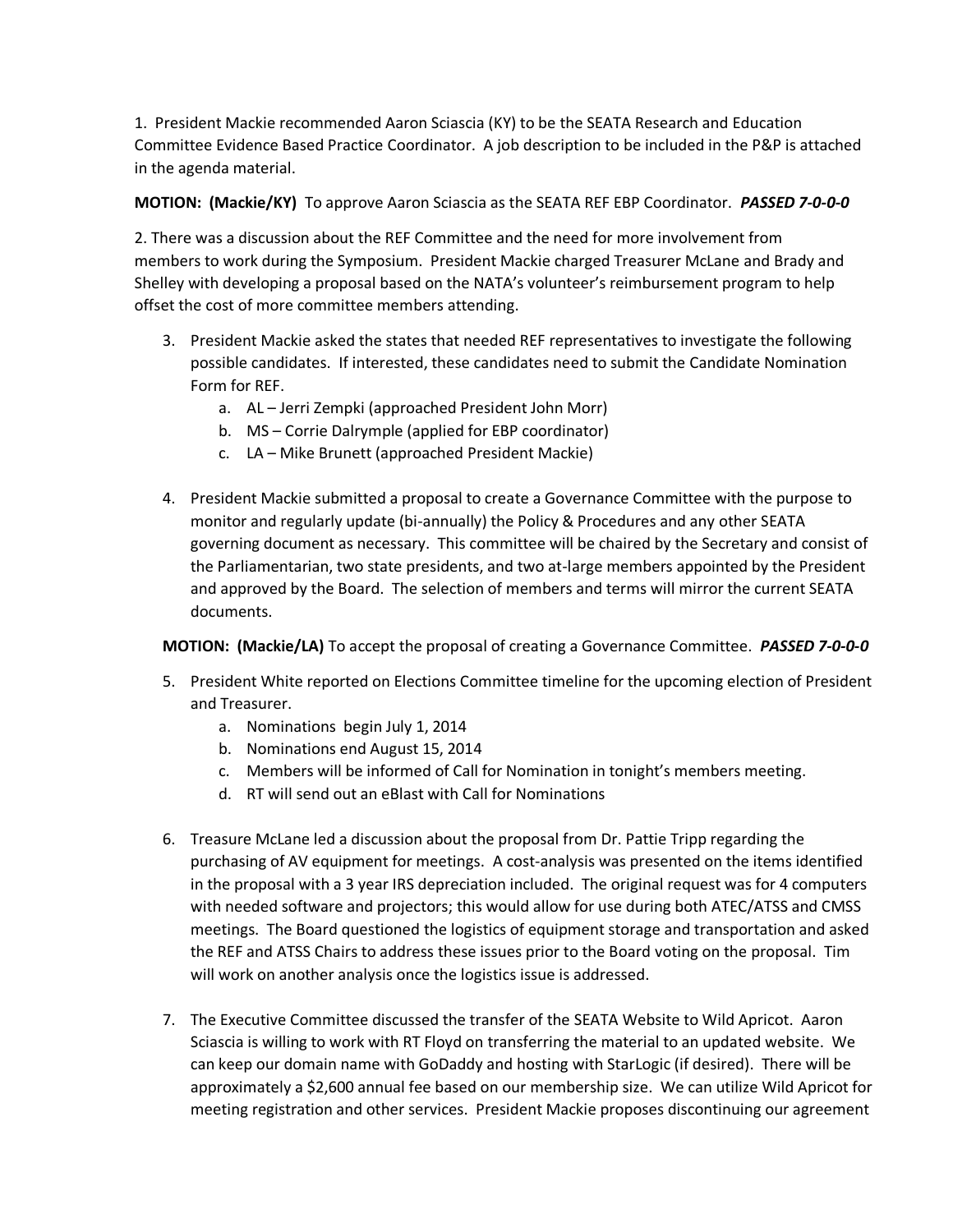1. President Mackie recommended Aaron Sciascia (KY) to be the SEATA Research and Education Committee Evidence Based Practice Coordinator. A job description to be included in the P&P is attached in the agenda material.

**MOTION: (Mackie/KY)** To approve Aaron Sciascia as the SEATA REF EBP Coordinator. ***PASSED 7-0-0-0***

2. There was a discussion about the REF Committee and the need for more involvement from members to work during the Symposium. President Mackie charged Treasurer McLane and Brady and Shelley with developing a proposal based on the NATA's volunteer's reimbursement program to help offset the cost of more committee members attending.

3. President Mackie asked the states that needed REF representatives to investigate the following possible candidates. If interested, these candidates need to submit the Candidate Nomination Form for REF.
   a. AL – Jerri Zempki (approached President John Morr)
   b. MS – Corrie Dalrymple (applied for EBP coordinator)
   c. LA – Mike Brunett (approached President Mackie)

4. President Mackie submitted a proposal to create a Governance Committee with the purpose to monitor and regularly update (bi-annually) the Policy & Procedures and any other SEATA governing document as necessary. This committee will be chaired by the Secretary and consist of the Parliamentarian, two state presidents, and two at-large members appointed by the President and approved by the Board. The selection of members and terms will mirror the current SEATA documents.

**MOTION: (Mackie/LA)** To accept the proposal of creating a Governance Committee. ***PASSED 7-0-0-0***

5. President White reported on Elections Committee timeline for the upcoming election of President and Treasurer.
   a. Nominations begin July 1, 2014
   b. Nominations end August 15, 2014
   c. Members will be informed of Call for Nomination in tonight's members meeting.
   d. RT will send out an eBlast with Call for Nominations

6. Treasure McLane led a discussion about the proposal from Dr. Pattie Tripp regarding the purchasing of AV equipment for meetings. A cost-analysis was presented on the items identified in the proposal with a 3 year IRS depreciation included. The original request was for 4 computers with needed software and projectors; this would allow for use during both ATEC/ATSS and CMSS meetings. The Board questioned the logistics of equipment storage and transportation and asked the REF and ATSS Chairs to address these issues prior to the Board voting on the proposal. Tim will work on another analysis once the logistics issue is addressed.

7. The Executive Committee discussed the transfer of the SEATA Website to Wild Apricot. Aaron Sciascia is willing to work with RT Floyd on transferring the material to an updated website. We can keep our domain name with GoDaddy and hosting with StarLogic (if desired). There will be approximately a $2,600 annual fee based on our membership size. We can utilize Wild Apricot for meeting registration and other services. President Mackie proposes discontinuing our agreement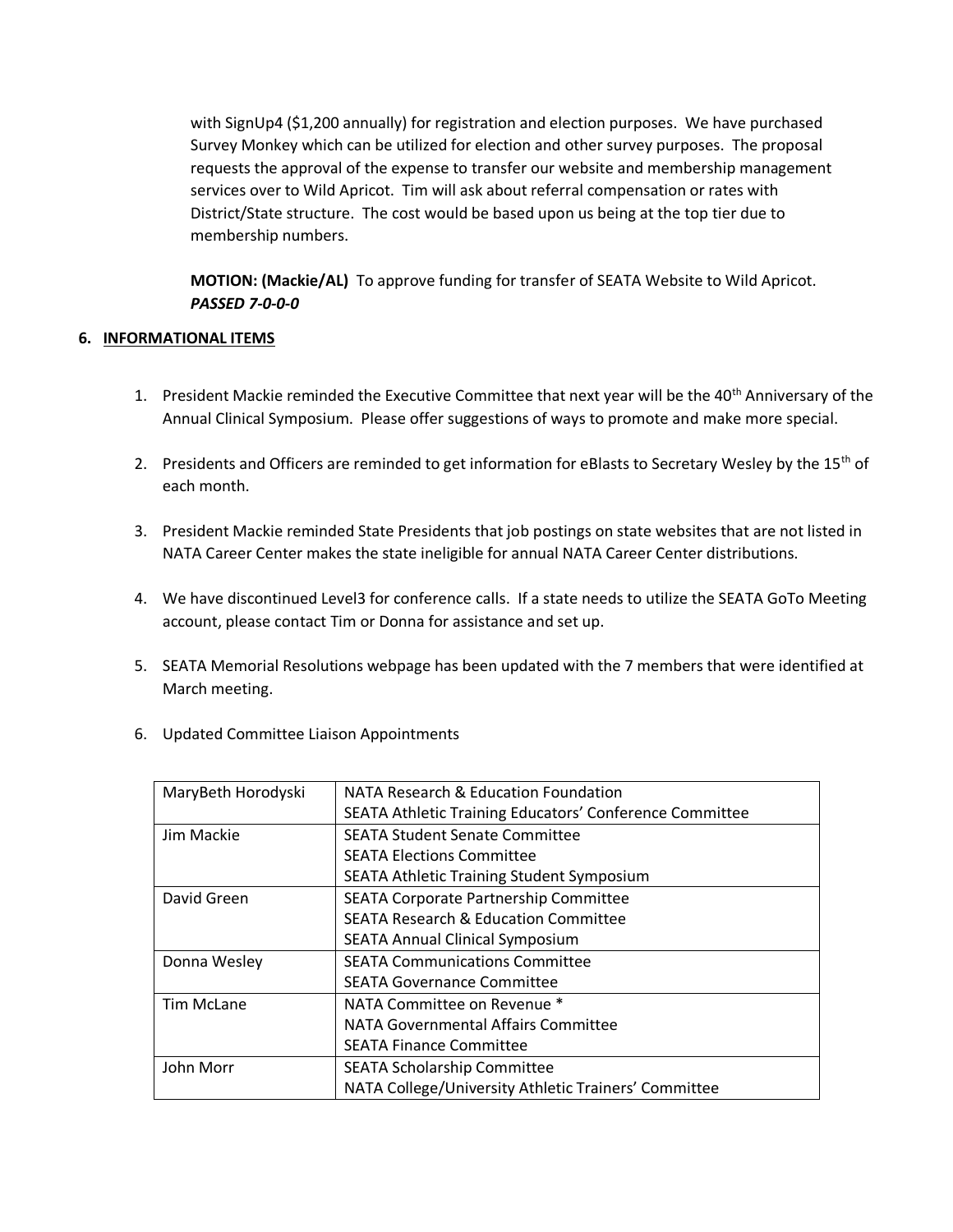with SignUp4 ($1,200 annually) for registration and election purposes. We have purchased Survey Monkey which can be utilized for election and other survey purposes. The proposal requests the approval of the expense to transfer our website and membership management services over to Wild Apricot. Tim will ask about referral compensation or rates with District/State structure. The cost would be based upon us being at the top tier due to membership numbers.

**MOTION: (Mackie/AL)** To approve funding for transfer of SEATA Website to Wild Apricot.
***PASSED 7-0-0-0***

## 6. INFORMATIONAL ITEMS

1. President Mackie reminded the Executive Committee that next year will be the 40th Anniversary of the Annual Clinical Symposium. Please offer suggestions of ways to promote and make more special.

2. Presidents and Officers are reminded to get information for eBlasts to Secretary Wesley by the 15th of each month.

3. President Mackie reminded State Presidents that job postings on state websites that are not listed in NATA Career Center makes the state ineligible for annual NATA Career Center distributions.

4. We have discontinued Level3 for conference calls. If a state needs to utilize the SEATA GoTo Meeting account, please contact Tim or Donna for assistance and set up.

5. SEATA Memorial Resolutions webpage has been updated with the 7 members that were identified at March meeting.

6. Updated Committee Liaison Appointments

| Name | Committees |
|---|---|
| MaryBeth Horodyski | NATA Research & Education Foundation<br>SEATA Athletic Training Educators' Conference Committee |
| Jim Mackie | SEATA Student Senate Committee<br>SEATA Elections Committee<br>SEATA Athletic Training Student Symposium |
| David Green | SEATA Corporate Partnership Committee<br>SEATA Research & Education Committee<br>SEATA Annual Clinical Symposium |
| Donna Wesley | SEATA Communications Committee<br>SEATA Governance Committee |
| Tim McLane | NATA Committee on Revenue *<br>NATA Governmental Affairs Committee<br>SEATA Finance Committee |
| John Morr | SEATA Scholarship Committee<br>NATA College/University Athletic Trainers' Committee |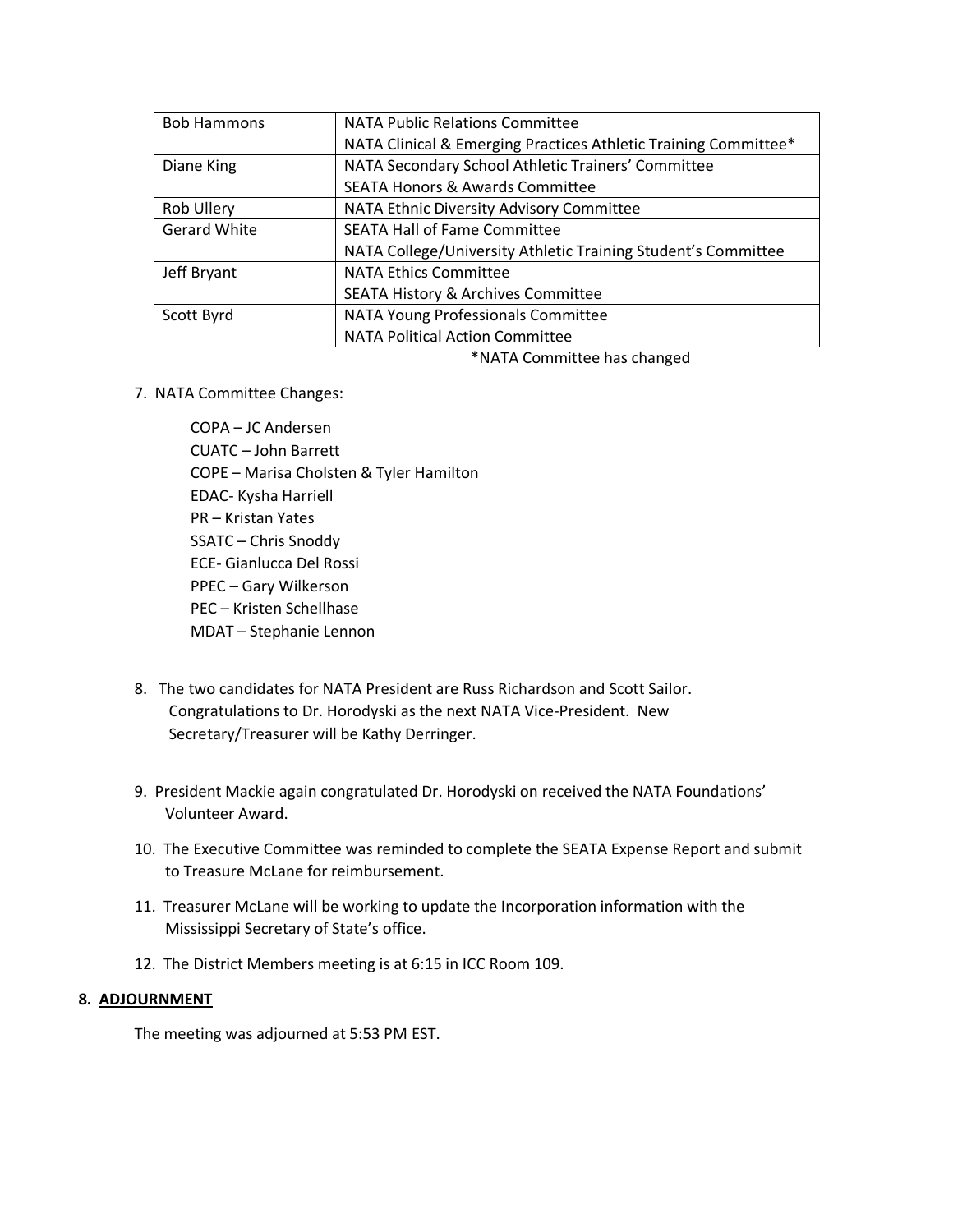| | |
|---|---|
| Bob Hammons | NATA Public Relations Committee<br>NATA Clinical & Emerging Practices Athletic Training Committee* |
| Diane King | NATA Secondary School Athletic Trainers' Committee<br>SEATA Honors & Awards Committee |
| Rob Ullery | NATA Ethnic Diversity Advisory Committee |
| Gerard White | SEATA Hall of Fame Committee<br>NATA College/University Athletic Training Student's Committee |
| Jeff Bryant | NATA Ethics Committee<br>SEATA History & Archives Committee |
| Scott Byrd | NATA Young Professionals Committee<br>NATA Political Action Committee |

*NATA Committee has changed

7. NATA Committee Changes:

   COPA – JC Andersen
   CUATC – John Barrett
   COPE – Marisa Cholsten & Tyler Hamilton
   EDAC- Kysha Harriell
   PR – Kristan Yates
   SSATC – Chris Snoddy
   ECE- Gianlucca Del Rossi
   PPEC – Gary Wilkerson
   PEC – Kristen Schellhase
   MDAT – Stephanie Lennon

8. The two candidates for NATA President are Russ Richardson and Scott Sailor. Congratulations to Dr. Horodyski as the next NATA Vice-President. New Secretary/Treasurer will be Kathy Derringer.

9. President Mackie again congratulated Dr. Horodyski on received the NATA Foundations' Volunteer Award.

10. The Executive Committee was reminded to complete the SEATA Expense Report and submit to Treasure McLane for reimbursement.

11. Treasurer McLane will be working to update the Incorporation information with the Mississippi Secretary of State's office.

12. The District Members meeting is at 6:15 in ICC Room 109.

**8. ADJOURNMENT**

The meeting was adjourned at 5:53 PM EST.